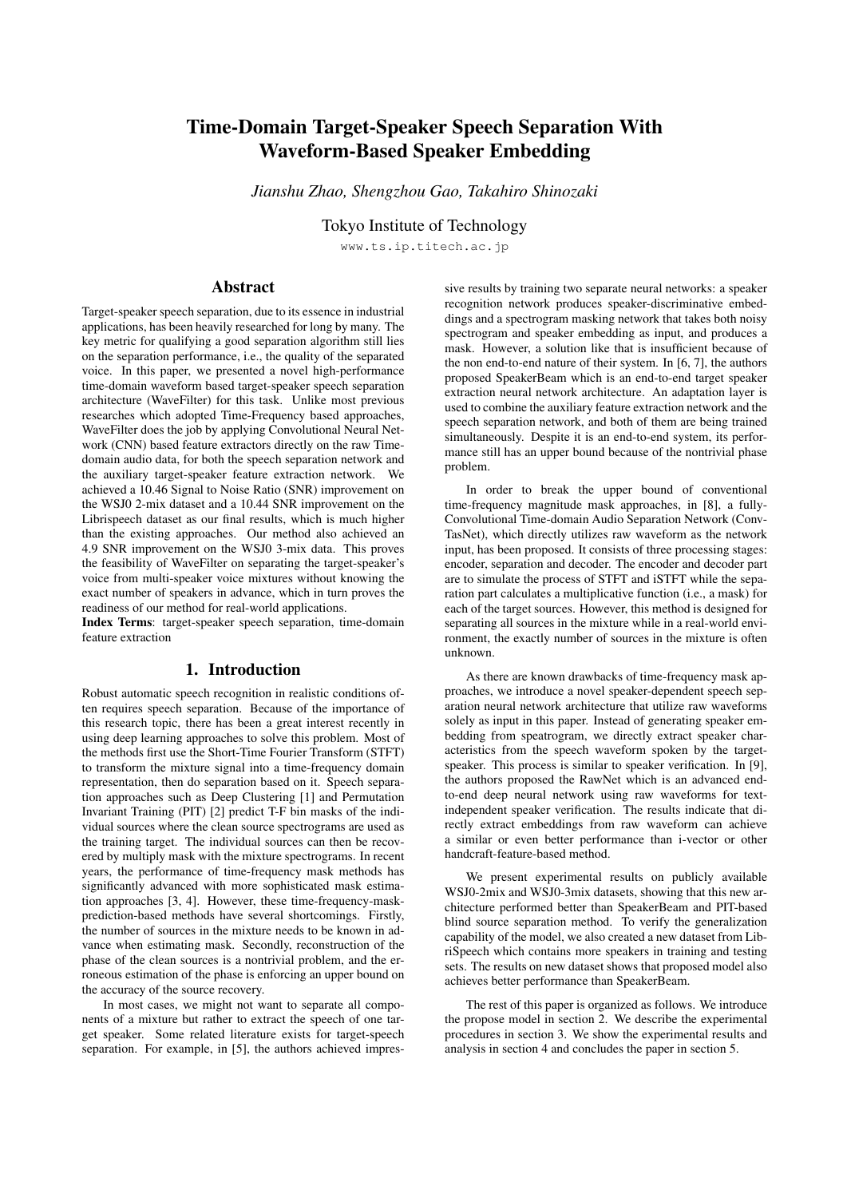# Time-Domain Target-Speaker Speech Separation With Waveform-Based Speaker Embedding

*Jianshu Zhao, Shengzhou Gao, Takahiro Shinozaki*

Tokyo Institute of Technology

www.ts.ip.titech.ac.jp

## Abstract

Target-speaker speech separation, due to its essence in industrial applications, has been heavily researched for long by many. The key metric for qualifying a good separation algorithm still lies on the separation performance, i.e., the quality of the separated voice. In this paper, we presented a novel high-performance time-domain waveform based target-speaker speech separation architecture (WaveFilter) for this task. Unlike most previous researches which adopted Time-Frequency based approaches, WaveFilter does the job by applying Convolutional Neural Network (CNN) based feature extractors directly on the raw Time-domain audio data, for both the speech separation network and the auxiliary target-speaker feature extraction network. We achieved a 10.46 Signal to Noise Ratio (SNR) improvement on the WSJ0 2-mix dataset and a 10.44 SNR improvement on the Librispeech dataset as our final results, which is much higher than the existing approaches. Our method also achieved an 4.9 SNR improvement on the WSJ0 3-mix data. This proves the feasibility of WaveFilter on separating the target-speaker's voice from multi-speaker voice mixtures without knowing the exact number of speakers in advance, which in turn proves the readiness of our method for real-world applications.

**Index Terms**: target-speaker speech separation, time-domain feature extraction

## 1. Introduction

Robust automatic speech recognition in realistic conditions often requires speech separation. Because of the importance of this research topic, there has been a great interest recently in using deep learning approaches to solve this problem. Most of the methods first use the Short-Time Fourier Transform (STFT) to transform the mixture signal into a time-frequency domain representation, then do separation based on it. Speech separation approaches such as Deep Clustering [1] and Permutation Invariant Training (PIT) [2] predict T-F bin masks of the individual sources where the clean source spectrograms are used as the training target. The individual sources can then be recovered by multiply mask with the mixture spectrograms. In recent years, the performance of time-frequency mask methods has significantly advanced with more sophisticated mask estimation approaches [3, 4]. However, these time-frequency-mask-prediction-based methods have several shortcomings. Firstly, the number of sources in the mixture needs to be known in advance when estimating mask. Secondly, reconstruction of the phase of the clean sources is a nontrivial problem, and the erroneous estimation of the phase is enforcing an upper bound on the accuracy of the source recovery.

In most cases, we might not want to separate all components of a mixture but rather to extract the speech of one target speaker. Some related literature exists for target-speech separation. For example, in [5], the authors achieved impressive results by training two separate neural networks: a speaker recognition network produces speaker-discriminative embeddings and a spectrogram masking network that takes both noisy spectrogram and speaker embedding as input, and produces a mask. However, a solution like that is insufficient because of the non end-to-end nature of their system. In [6, 7], the authors proposed SpeakerBeam which is an end-to-end target speaker extraction neural network architecture. An adaptation layer is used to combine the auxiliary feature extraction network and the speech separation network, and both of them are being trained simultaneously. Despite it is an end-to-end system, its performance still has an upper bound because of the nontrivial phase problem.

In order to break the upper bound of conventional time-frequency magnitude mask approaches, in [8], a fully-Convolutional Time-domain Audio Separation Network (Conv-TasNet), which directly utilizes raw waveform as the network input, has been proposed. It consists of three processing stages: encoder, separation and decoder. The encoder and decoder part are to simulate the process of STFT and iSTFT while the separation part calculates a multiplicative function (i.e., a mask) for each of the target sources. However, this method is designed for separating all sources in the mixture while in a real-world environment, the exactly number of sources in the mixture is often unknown.

As there are known drawbacks of time-frequency mask approaches, we introduce a novel speaker-dependent speech separation neural network architecture that utilize raw waveforms solely as input in this paper. Instead of generating speaker embedding from speatrogram, we directly extract speaker characteristics from the speech waveform spoken by the target-speaker. This process is similar to speaker verification. In [9], the authors proposed the RawNet which is an advanced end-to-end deep neural network using raw waveforms for text-independent speaker verification. The results indicate that directly extract embeddings from raw waveform can achieve a similar or even better performance than i-vector or other handcraft-feature-based method.

We present experimental results on publicly available WSJ0-2mix and WSJ0-3mix datasets, showing that this new architecture performed better than SpeakerBeam and PIT-based blind source separation method. To verify the generalization capability of the model, we also created a new dataset from LibriSpeech which contains more speakers in training and testing sets. The results on new dataset shows that proposed model also achieves better performance than SpeakerBeam.

The rest of this paper is organized as follows. We introduce the propose model in section 2. We describe the experimental procedures in section 3. We show the experimental results and analysis in section 4 and concludes the paper in section 5.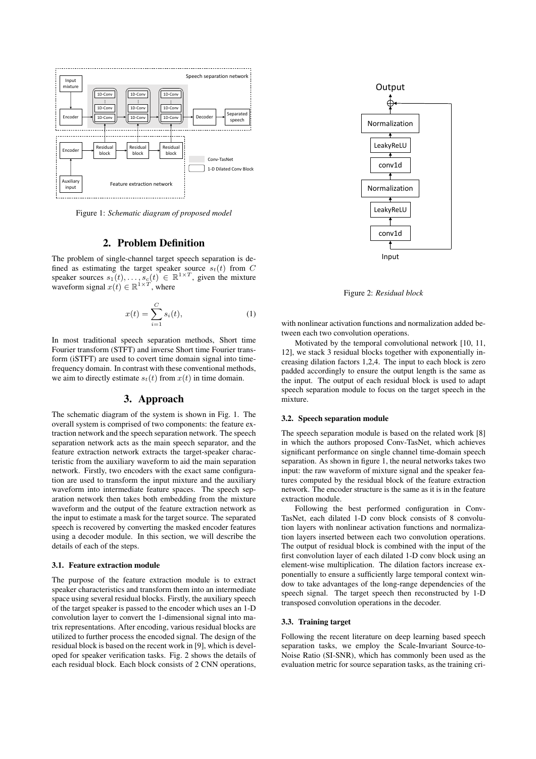Figure 1: *Schematic diagram of proposed model*

## 2. Problem Definition

The problem of single-channel target speech separation is defined as estimating the target speaker source $s_t(t)$ from $C$ speaker sources $s_1(t), \ldots, s_c(t) \in \mathbb{R}^{1\times T}$, given the mixture waveform signal $x(t) \in \mathbb{R}^{1\times T}$, where

$$x(t) = \sum_{i=1}^{C} s_i(t), \tag{1}$$

In most traditional speech separation methods, Short time Fourier transform (STFT) and inverse Short time Fourier transform (iSTFT) are used to covert time domain signal into time-frequency domain. In contrast with these conventional methods, we aim to directly estimate $s_t(t)$ from $x(t)$ in time domain.

## 3. Approach

The schematic diagram of the system is shown in Fig. 1. The overall system is comprised of two components: the feature extraction network and the speech separation network. The speech separation network acts as the main speech separator, and the feature extraction network extracts the target-speaker characteristic from the auxiliary waveform to aid the main separation network. Firstly, two encoders with the exact same configuration are used to transform the input mixture and the auxiliary waveform into intermediate feature spaces. The speech separation network then takes both embedding from the mixture waveform and the output of the feature extraction network as the input to estimate a mask for the target source. The separated speech is recovered by converting the masked encoder features using a decoder module. In this section, we will describe the details of each of the steps.

### 3.1. Feature extraction module

The purpose of the feature extraction module is to extract speaker characteristics and transform them into an intermediate space using several residual blocks. Firstly, the auxiliary speech of the target speaker is passed to the encoder which uses an 1-D convolution layer to convert the 1-dimensional signal into matrix representations. After encoding, various residual blocks are utilized to further process the encoded signal. The design of the residual block is based on the recent work in [9], which is developed for speaker verification tasks. Fig. 2 shows the details of each residual block. Each block consists of 2 CNN operations, with nonlinear activation functions and normalization added between each two convolution operations.

Figure 2: *Residual block*

Motivated by the temporal convolutional network [10, 11, 12], we stack 3 residual blocks together with exponentially increasing dilation factors 1,2,4. The input to each block is zero padded accordingly to ensure the output length is the same as the input. The output of each residual block is used to adapt speech separation module to focus on the target speech in the mixture.

### 3.2. Speech separation module

The speech separation module is based on the related work [8] in which the authors proposed Conv-TasNet, which achieves significant performance on single channel time-domain speech separation. As shown in figure 1, the neural networks takes two input: the raw waveform of mixture signal and the speaker features computed by the residual block of the feature extraction network. The encoder structure is the same as it is in the feature extraction module.

Following the best performed configuration in Conv-TasNet, each dilated 1-D conv block consists of 8 convolution layers with nonlinear activation functions and normalization layers inserted between each two convolution operations. The output of residual block is combined with the input of the first convolution layer of each dilated 1-D conv block using an element-wise multiplication. The dilation factors increase exponentially to ensure a sufficiently large temporal context window to take advantages of the long-range dependencies of the speech signal. The target speech then reconstructed by 1-D transposed convolution operations in the decoder.

### 3.3. Training target

Following the recent literature on deep learning based speech separation tasks, we employ the Scale-Invariant Source-to-Noise Ratio (SI-SNR), which has commonly been used as the evaluation metric for source separation tasks, as the training cri-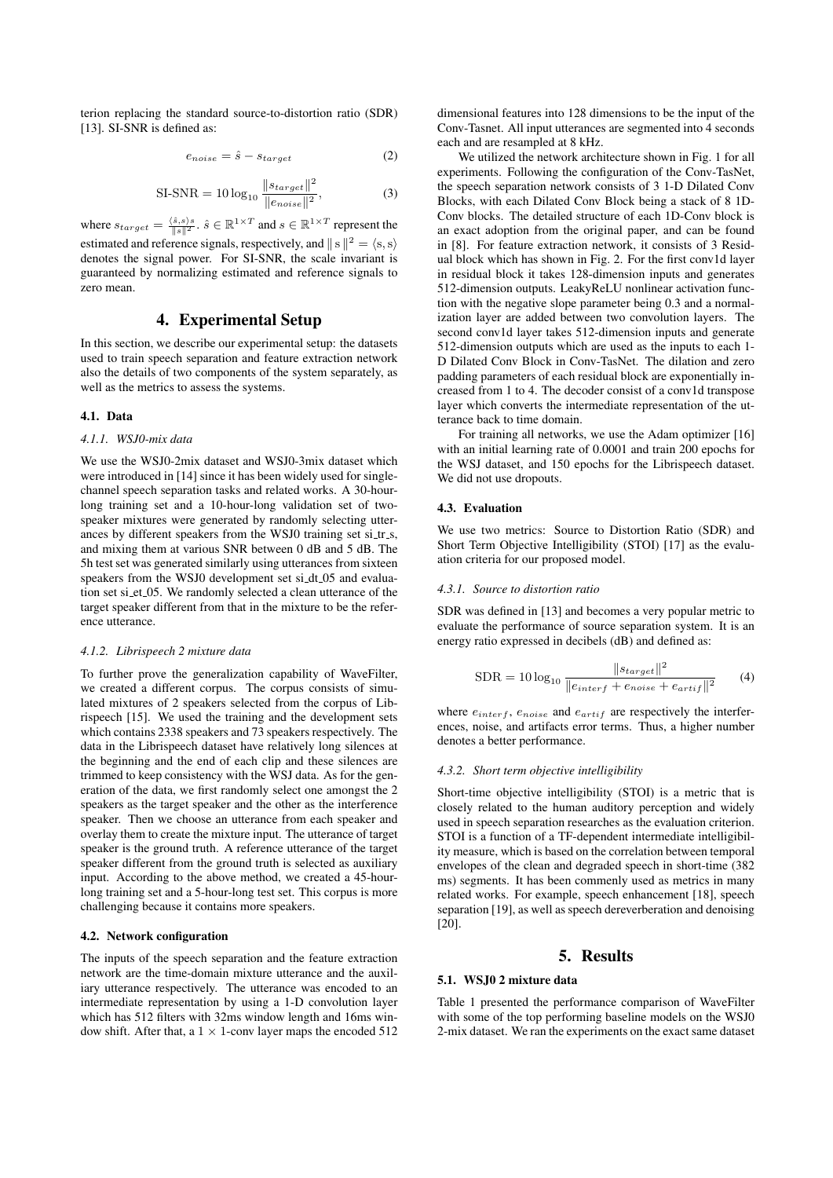terion replacing the standard source-to-distortion ratio (SDR) [13]. SI-SNR is defined as:

$$e_{noise} = \hat{s} - s_{target} \tag{2}$$

$$\text{SI-SNR} = 10 \log_{10} \frac{\|s_{target}\|^2}{\|e_{noise}\|^2}, \tag{3}$$

where $s_{target} = \frac{\langle \hat{s}, s \rangle s}{\|s\|^2}$. $\hat{s} \in \mathbb{R}^{1 \times T}$ and $s \in \mathbb{R}^{1 \times T}$ represent the estimated and reference signals, respectively, and $\|s\|^2 = \langle s, s \rangle$ denotes the signal power. For SI-SNR, the scale invariant is guaranteed by normalizing estimated and reference signals to zero mean.

# 4. Experimental Setup

In this section, we describe our experimental setup: the datasets used to train speech separation and feature extraction network also the details of two components of the system separately, as well as the metrics to assess the systems.

## 4.1. Data

### *4.1.1. WSJ0-mix data*

We use the WSJ0-2mix dataset and WSJ0-3mix dataset which were introduced in [14] since it has been widely used for single-channel speech separation tasks and related works. A 30-hour-long training set and a 10-hour-long validation set of two-speaker mixtures were generated by randomly selecting utterances by different speakers from the WSJ0 training set si_tr_s, and mixing them at various SNR between 0 dB and 5 dB. The 5h test set was generated similarly using utterances from sixteen speakers from the WSJ0 development set si_dt_05 and evaluation set si_et_05. We randomly selected a clean utterance of the target speaker different from that in the mixture to be the reference utterance.

### *4.1.2. Librispeech 2 mixture data*

To further prove the generalization capability of WaveFilter, we created a different corpus. The corpus consists of simulated mixtures of 2 speakers selected from the corpus of Librispeech [15]. We used the training and the development sets which contains 2338 speakers and 73 speakers respectively. The data in the Librispeech dataset have relatively long silences at the beginning and the end of each clip and these silences are trimmed to keep consistency with the WSJ data. As for the generation of the data, we first randomly select one amongst the 2 speakers as the target speaker and the other as the interference speaker. Then we choose an utterance from each speaker and overlay them to create the mixture input. The utterance of target speaker is the ground truth. A reference utterance of the target speaker different from the ground truth is selected as auxiliary input. According to the above method, we created a 45-hour-long training set and a 5-hour-long test set. This corpus is more challenging because it contains more speakers.

## 4.2. Network configuration

The inputs of the speech separation and the feature extraction network are the time-domain mixture utterance and the auxiliary utterance respectively. The utterance was encoded to an intermediate representation by using a 1-D convolution layer which has 512 filters with 32ms window length and 16ms window shift. After that, a $1 \times 1$-conv layer maps the encoded 512 dimensional features into 128 dimensions to be the input of the Conv-Tasnet. All input utterances are segmented into 4 seconds each and are resampled at 8 kHz.

We utilized the network architecture shown in Fig. 1 for all experiments. Following the configuration of the Conv-TasNet, the speech separation network consists of 3 1-D Dilated Conv Blocks, with each Dilated Conv Block being a stack of 8 1D-Conv blocks. The detailed structure of each 1D-Conv block is an exact adoption from the original paper, and can be found in [8]. For feature extraction network, it consists of 3 Residual block which has shown in Fig. 2. For the first conv1d layer in residual block it takes 128-dimension inputs and generates 512-dimension outputs. LeakyReLU nonlinear activation function with the negative slope parameter being 0.3 and a normalization layer are added between two convolution layers. The second conv1d layer takes 512-dimension inputs and generate 512-dimension outputs which are used as the inputs to each 1-D Dilated Conv Block in Conv-TasNet. The dilation and zero padding parameters of each residual block are exponentially increased from 1 to 4. The decoder consist of a conv1d transpose layer which converts the intermediate representation of the utterance back to time domain.

For training all networks, we use the Adam optimizer [16] with an initial learning rate of 0.0001 and train 200 epochs for the WSJ dataset, and 150 epochs for the Librispeech dataset. We did not use dropouts.

## 4.3. Evaluation

We use two metrics: Source to Distortion Ratio (SDR) and Short Term Objective Intelligibility (STOI) [17] as the evaluation criteria for our proposed model.

### *4.3.1. Source to distortion ratio*

SDR was defined in [13] and becomes a very popular metric to evaluate the performance of source separation system. It is an energy ratio expressed in decibels (dB) and defined as:

$$\text{SDR} = 10 \log_{10} \frac{\|s_{target}\|^2}{\|e_{interf} + e_{noise} + e_{artif}\|^2} \tag{4}$$

where $e_{interf}$, $e_{noise}$ and $e_{artif}$ are respectively the interferences, noise, and artifacts error terms. Thus, a higher number denotes a better performance.

### *4.3.2. Short term objective intelligibility*

Short-time objective intelligibility (STOI) is a metric that is closely related to the human auditory perception and widely used in speech separation researches as the evaluation criterion. STOI is a function of a TF-dependent intermediate intelligibility measure, which is based on the correlation between temporal envelopes of the clean and degraded speech in short-time (382 ms) segments. It has been commenly used as metrics in many related works. For example, speech enhancement [18], speech separation [19], as well as speech dereverberation and denoising [20].

# 5. Results

## 5.1. WSJ0 2 mixture data

Table 1 presented the performance comparison of WaveFilter with some of the top performing baseline models on the WSJ0 2-mix dataset. We ran the experiments on the exact same dataset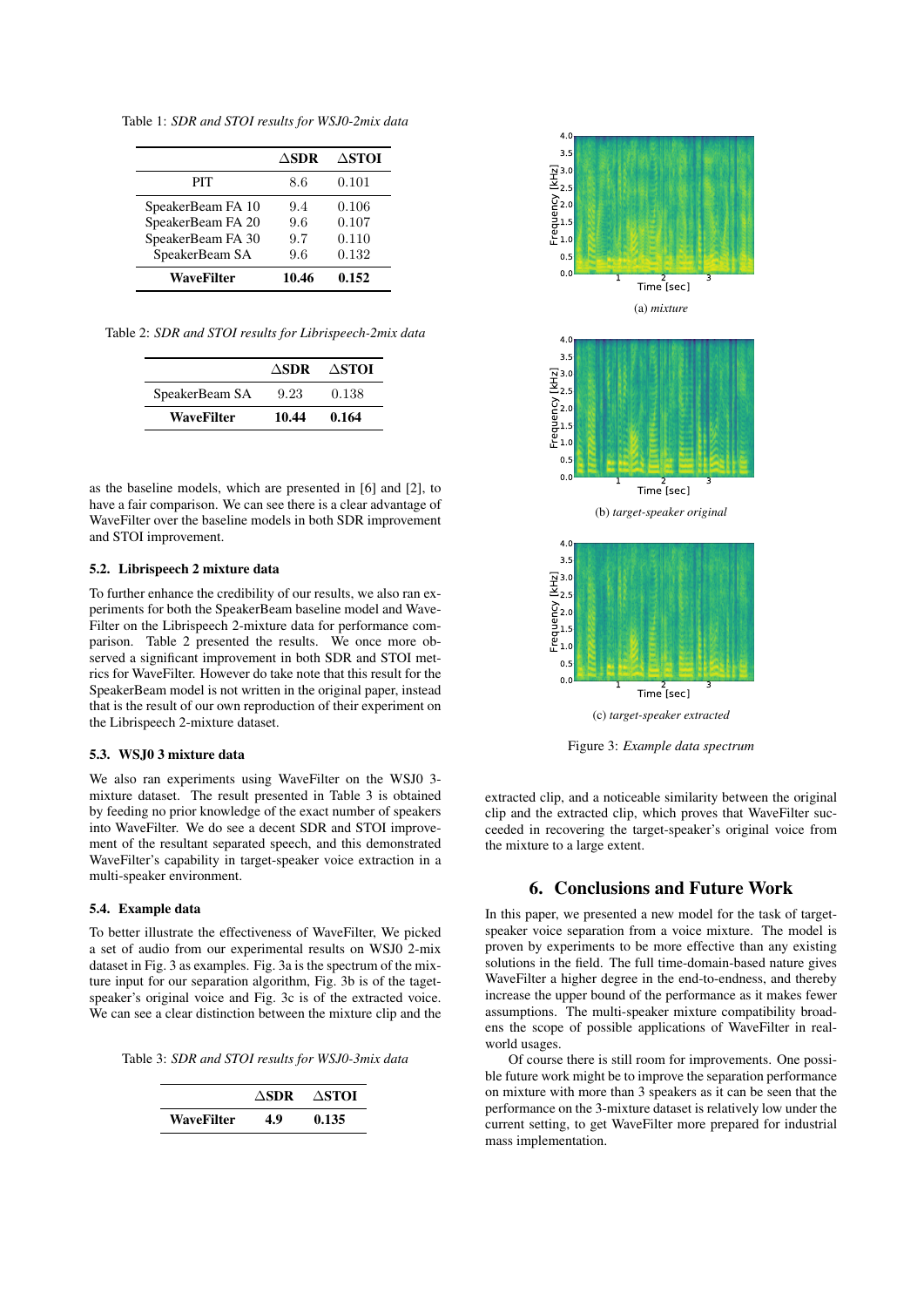Table 1: *SDR and STOI results for WSJ0-2mix data*

| | $\triangle$SDR | $\triangle$STOI |
|---|---|---|
| PIT | 8.6 | 0.101 |
| SpeakerBeam FA 10 | 9.4 | 0.106 |
| SpeakerBeam FA 20 | 9.6 | 0.107 |
| SpeakerBeam FA 30 | 9.7 | 0.110 |
| SpeakerBeam SA | 9.6 | 0.132 |
| **WaveFilter** | **10.46** | **0.152** |

Table 2: *SDR and STOI results for Librispeech-2mix data*

| | $\triangle$SDR | $\triangle$STOI |
|---|---|---|
| SpeakerBeam SA | 9.23 | 0.138 |
| **WaveFilter** | **10.44** | **0.164** |

as the baseline models, which are presented in [6] and [2], to have a fair comparison. We can see there is a clear advantage of WaveFilter over the baseline models in both SDR improvement and STOI improvement.

### 5.2. Librispeech 2 mixture data

To further enhance the credibility of our results, we also ran experiments for both the SpeakerBeam baseline model and WaveFilter on the Librispeech 2-mixture data for performance comparison. Table 2 presented the results. We once more observed a significant improvement in both SDR and STOI metrics for WaveFilter. However do take note that this result for the SpeakerBeam model is not written in the original paper, instead that is the result of our own reproduction of their experiment on the Librispeech 2-mixture dataset.

### 5.3. WSJ0 3 mixture data

We also ran experiments using WaveFilter on the WSJ0 3-mixture dataset. The result presented in Table 3 is obtained by feeding no prior knowledge of the exact number of speakers into WaveFilter. We do see a decent SDR and STOI improvement of the resultant separated speech, and this demonstrated WaveFilter's capability in target-speaker voice extraction in a multi-speaker environment.

### 5.4. Example data

To better illustrate the effectiveness of WaveFilter, We picked a set of audio from our experimental results on WSJ0 2-mix dataset in Fig. 3 as examples. Fig. 3a is the spectrum of the mixture input for our separation algorithm, Fig. 3b is of the tagetspeaker's original voice and Fig. 3c is of the extracted voice. We can see a clear distinction between the mixture clip and the extracted clip, and a noticeable similarity between the original clip and the extracted clip, which proves that WaveFilter succeeded in recovering the target-speaker's original voice from the mixture to a large extent.

Table 3: *SDR and STOI results for WSJ0-3mix data*

| | $\triangle$SDR | $\triangle$STOI |
|---|---|---|
| **WaveFilter** | **4.9** | **0.135** |

(a) *mixture*

(b) *target-speaker original*

(c) *target-speaker extracted*

Figure 3: *Example data spectrum*

## 6. Conclusions and Future Work

In this paper, we presented a new model for the task of target-speaker voice separation from a voice mixture. The model is proven by experiments to be more effective than any existing solutions in the field. The full time-domain-based nature gives WaveFilter a higher degree in the end-to-endness, and thereby increase the upper bound of the performance as it makes fewer assumptions. The multi-speaker mixture compatibility broadens the scope of possible applications of WaveFilter in real-world usages.

Of course there is still room for improvements. One possible future work might be to improve the separation performance on mixture with more than 3 speakers as it can be seen that the performance on the 3-mixture dataset is relatively low under the current setting, to get WaveFilter more prepared for industrial mass implementation.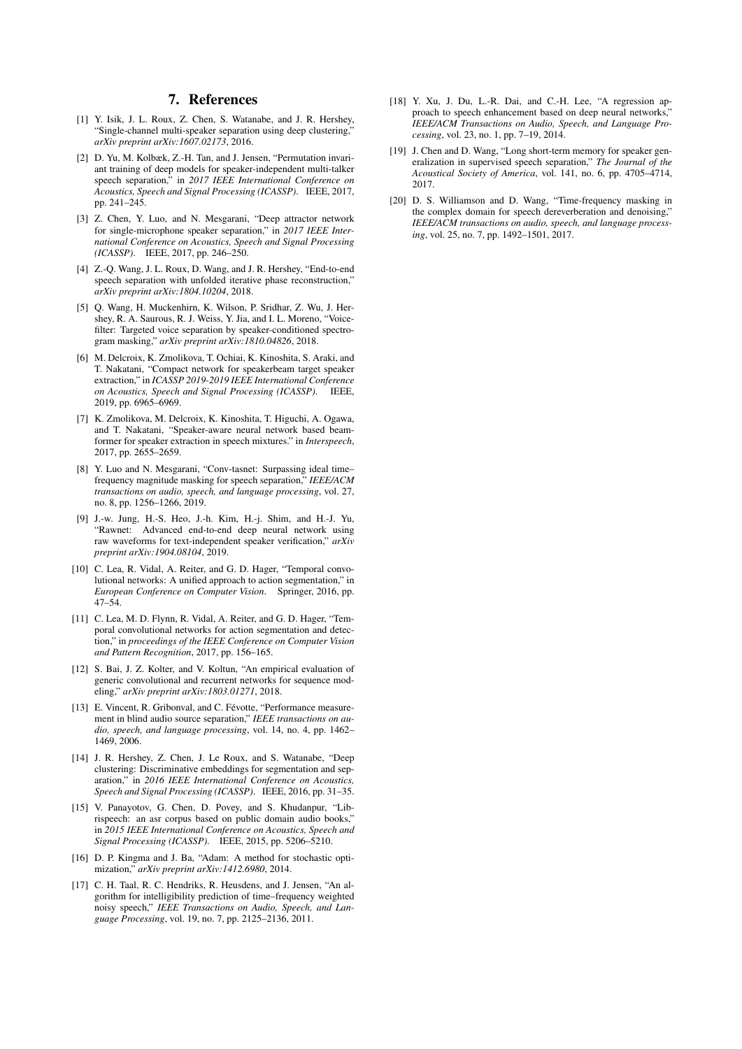## 7. References

[1] Y. Isik, J. L. Roux, Z. Chen, S. Watanabe, and J. R. Hershey, "Single-channel multi-speaker separation using deep clustering," *arXiv preprint arXiv:1607.02173*, 2016.

[2] D. Yu, M. Kolbæk, Z.-H. Tan, and J. Jensen, "Permutation invariant training of deep models for speaker-independent multi-talker speech separation," in *2017 IEEE International Conference on Acoustics, Speech and Signal Processing (ICASSP)*. IEEE, 2017, pp. 241–245.

[3] Z. Chen, Y. Luo, and N. Mesgarani, "Deep attractor network for single-microphone speaker separation," in *2017 IEEE International Conference on Acoustics, Speech and Signal Processing (ICASSP)*. IEEE, 2017, pp. 246–250.

[4] Z.-Q. Wang, J. L. Roux, D. Wang, and J. R. Hershey, "End-to-end speech separation with unfolded iterative phase reconstruction," *arXiv preprint arXiv:1804.10204*, 2018.

[5] Q. Wang, H. Muckenhirn, K. Wilson, P. Sridhar, Z. Wu, J. Hershey, R. A. Saurous, R. J. Weiss, Y. Jia, and I. L. Moreno, "Voicefilter: Targeted voice separation by speaker-conditioned spectrogram masking," *arXiv preprint arXiv:1810.04826*, 2018.

[6] M. Delcroix, K. Zmolikova, T. Ochiai, K. Kinoshita, S. Araki, and T. Nakatani, "Compact network for speakerbeam target speaker extraction," in *ICASSP 2019-2019 IEEE International Conference on Acoustics, Speech and Signal Processing (ICASSP)*. IEEE, 2019, pp. 6965–6969.

[7] K. Zmolikova, M. Delcroix, K. Kinoshita, T. Higuchi, A. Ogawa, and T. Nakatani, "Speaker-aware neural network based beamformer for speaker extraction in speech mixtures." in *Interspeech*, 2017, pp. 2655–2659.

[8] Y. Luo and N. Mesgarani, "Conv-tasnet: Surpassing ideal time–frequency magnitude masking for speech separation," *IEEE/ACM transactions on audio, speech, and language processing*, vol. 27, no. 8, pp. 1256–1266, 2019.

[9] J.-w. Jung, H.-S. Heo, J.-h. Kim, H.-j. Shim, and H.-J. Yu, "Rawnet: Advanced end-to-end deep neural network using raw waveforms for text-independent speaker verification," *arXiv preprint arXiv:1904.08104*, 2019.

[10] C. Lea, R. Vidal, A. Reiter, and G. D. Hager, "Temporal convolutional networks: A unified approach to action segmentation," in *European Conference on Computer Vision*. Springer, 2016, pp. 47–54.

[11] C. Lea, M. D. Flynn, R. Vidal, A. Reiter, and G. D. Hager, "Temporal convolutional networks for action segmentation and detection," in *proceedings of the IEEE Conference on Computer Vision and Pattern Recognition*, 2017, pp. 156–165.

[12] S. Bai, J. Z. Kolter, and V. Koltun, "An empirical evaluation of generic convolutional and recurrent networks for sequence modeling," *arXiv preprint arXiv:1803.01271*, 2018.

[13] E. Vincent, R. Gribonval, and C. Févotte, "Performance measurement in blind audio source separation," *IEEE transactions on audio, speech, and language processing*, vol. 14, no. 4, pp. 1462–1469, 2006.

[14] J. R. Hershey, Z. Chen, J. Le Roux, and S. Watanabe, "Deep clustering: Discriminative embeddings for segmentation and separation," in *2016 IEEE International Conference on Acoustics, Speech and Signal Processing (ICASSP)*. IEEE, 2016, pp. 31–35.

[15] V. Panayotov, G. Chen, D. Povey, and S. Khudanpur, "Librispeech: an asr corpus based on public domain audio books," in *2015 IEEE International Conference on Acoustics, Speech and Signal Processing (ICASSP)*. IEEE, 2015, pp. 5206–5210.

[16] D. P. Kingma and J. Ba, "Adam: A method for stochastic optimization," *arXiv preprint arXiv:1412.6980*, 2014.

[17] C. H. Taal, R. C. Hendriks, R. Heusdens, and J. Jensen, "An algorithm for intelligibility prediction of time–frequency weighted noisy speech," *IEEE Transactions on Audio, Speech, and Language Processing*, vol. 19, no. 7, pp. 2125–2136, 2011.

[18] Y. Xu, J. Du, L.-R. Dai, and C.-H. Lee, "A regression approach to speech enhancement based on deep neural networks," *IEEE/ACM Transactions on Audio, Speech, and Language Processing*, vol. 23, no. 1, pp. 7–19, 2014.

[19] J. Chen and D. Wang, "Long short-term memory for speaker generalization in supervised speech separation," *The Journal of the Acoustical Society of America*, vol. 141, no. 6, pp. 4705–4714, 2017.

[20] D. S. Williamson and D. Wang, "Time-frequency masking in the complex domain for speech dereverberation and denoising," *IEEE/ACM transactions on audio, speech, and language processing*, vol. 25, no. 7, pp. 1492–1501, 2017.